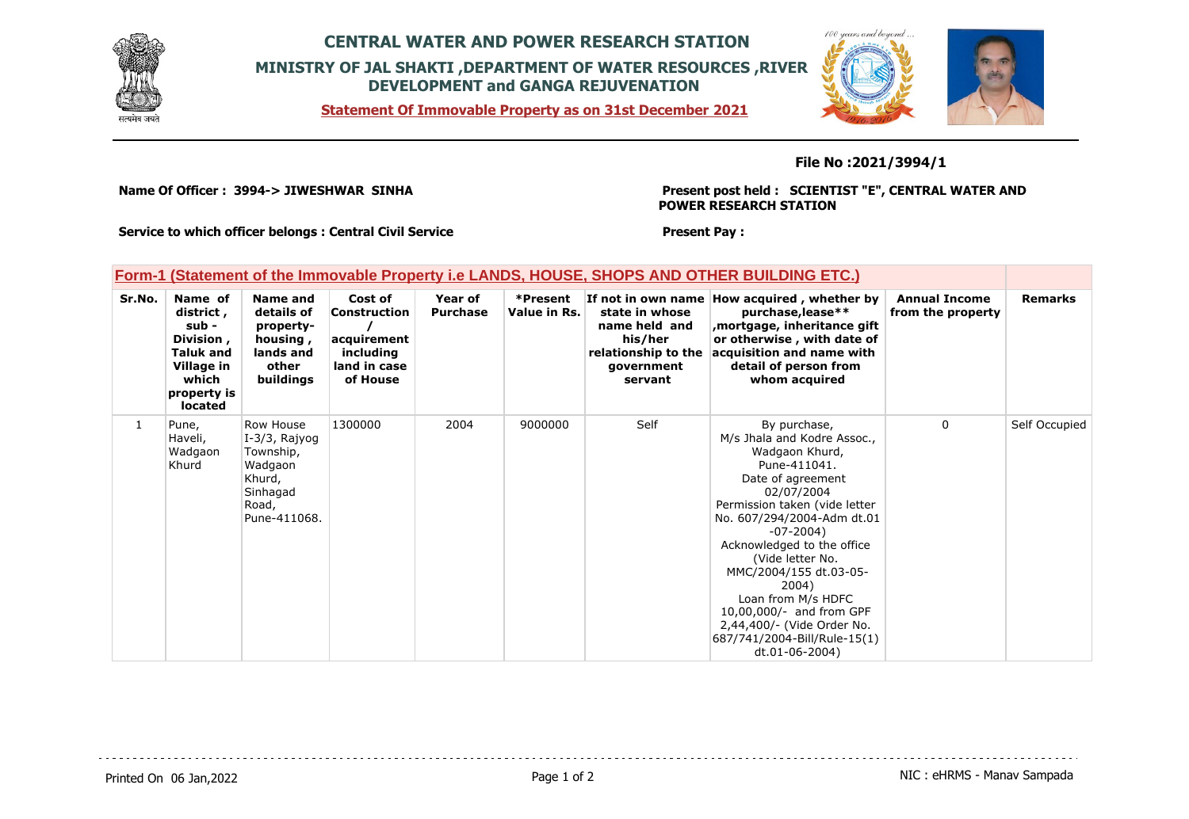# CENTRAL WATER AND POWER RESEARCH STATION

## MINISTRY OF JAL SHAKTI ,DEPARTMENT OF WATER RESOURCES ,RIVER DEVELOPMENT and GANGA REJUVENATION

**Statement Of Immovable Property as on 31st December 2021**

**File No :2021/3994/1**

**Name Of Officer : 3994-> JIWESHWAR SINHA**

**Present post held : SCIENTIST "E", CENTRAL WATER AND POWER RESEARCH STATION**

**Service to which officer belongs : Central Civil Service**

**Present Pay :**

**Form-1 (Statement of the Immovable Property i.e LANDS, HOUSE, SHOPS AND OTHER BUILDING ETC.)**

| Sr.No. | Name of district , sub - Division , Taluk and Village in which property is located | Name and details of property- housing , lands and other buildings | Cost of Construction / acquirement including land in case of House | Year of Purchase | *Present Value in Rs. | If not in own name state in whose name held and his/her relationship to the government servant | How acquired , whether by purchase,lease** ,mortgage, inheritance gift or otherwise , with date of acquisition and name with detail of person from whom acquired | Annual Income from the property | Remarks |
|---|---|---|---|---|---|---|---|---|---|
| 1 | Pune, Haveli, Wadgaon Khurd | Row House I-3/3, Rajyog Township, Wadgaon Khurd, Sinhagad Road, Pune-411068. | 1300000 | 2004 | 9000000 | Self | By purchase, M/s Jhala and Kodre Assoc., Wadgaon Khurd, Pune-411041. Date of agreement 02/07/2004 Permission taken (vide letter No. 607/294/2004-Adm dt.01 -07-2004) Acknowledged to the office (Vide letter No. MMC/2004/155 dt.03-05-2004) Loan from M/s HDFC 10,00,000/- and from GPF 2,44,400/- (Vide Order No. 687/741/2004-Bill/Rule-15(1) dt.01-06-2004) | 0 | Self Occupied |

Printed On 06 Jan,2022

NIC : eHRMS - Manav Sampada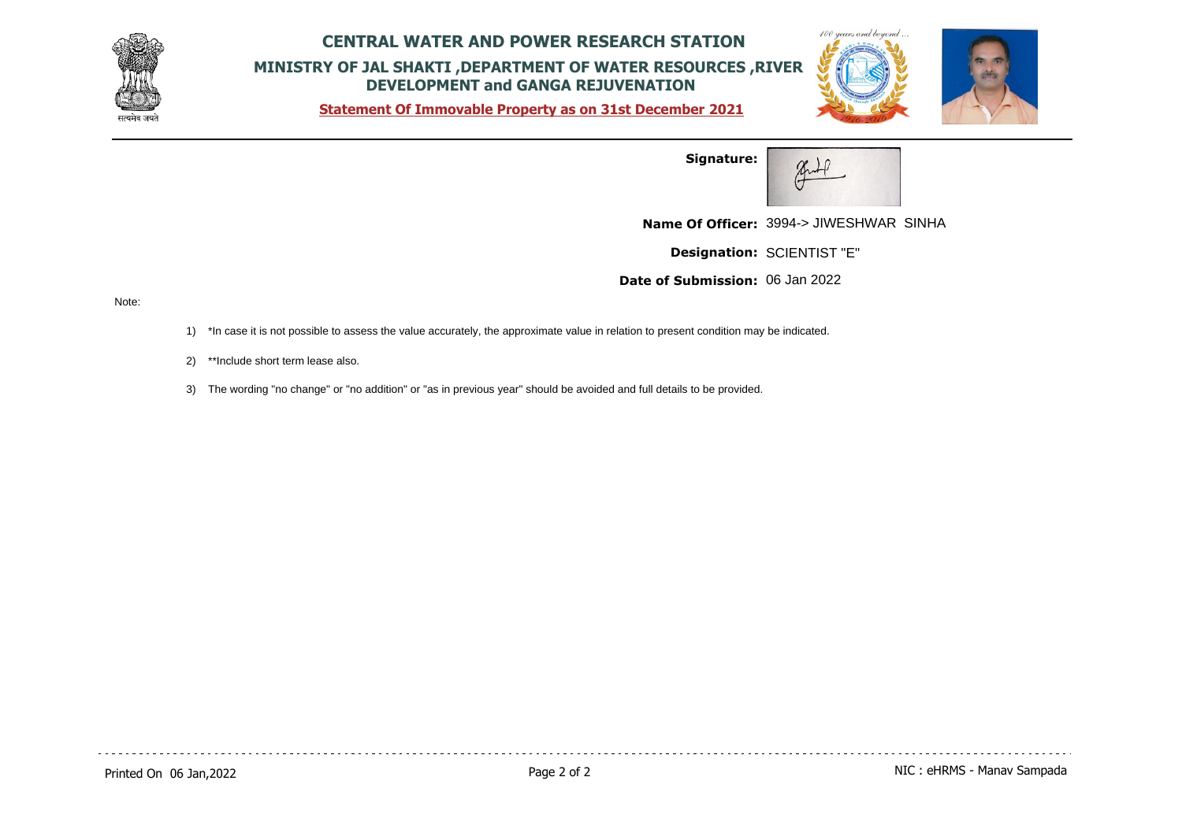# CENTRAL WATER AND POWER RESEARCH STATION

## MINISTRY OF JAL SHAKTI ,DEPARTMENT OF WATER RESOURCES ,RIVER DEVELOPMENT and GANGA REJUVENATION

**Statement Of Immovable Property as on 31st December 2021**

**Signature:**

**Name Of Officer:** 3994-> JIWESHWAR SINHA

**Designation:** SCIENTIST "E"

**Date of Submission:** 06 Jan 2022

Note:

1) *In case it is not possible to assess the value accurately, the approximate value in relation to present condition may be indicated.

2) **Include short term lease also.

3) The wording "no change" or "no addition" or "as in previous year" should be avoided and full details to be provided.

Printed On 06 Jan,2022

NIC : eHRMS - Manav Sampada